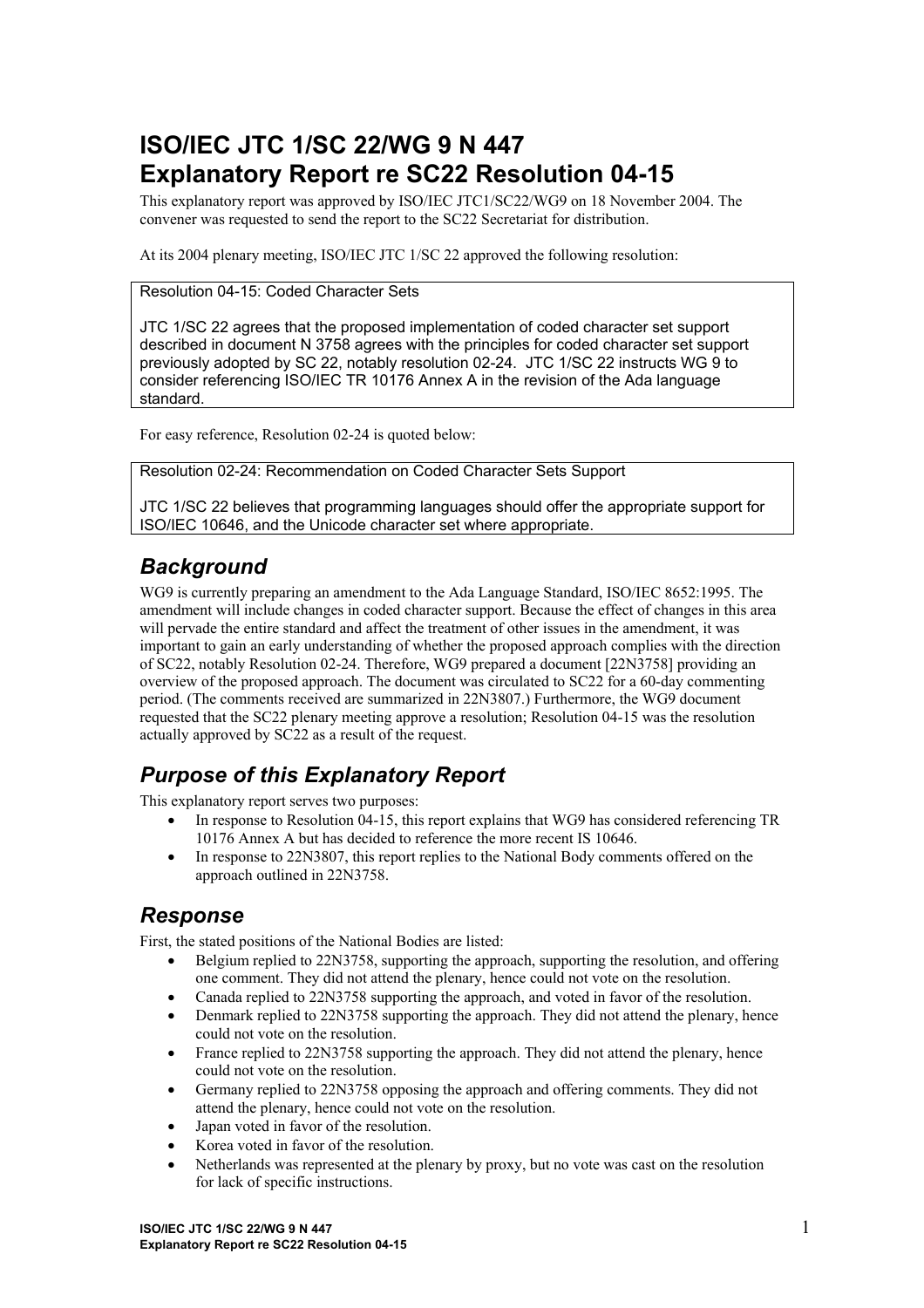# ISO/IEC JTC 1/SC 22/WG 9 N 447
# Explanatory Report re SC22 Resolution 04-15

This explanatory report was approved by ISO/IEC JTC1/SC22/WG9 on 18 November 2004. The convener was requested to send the report to the SC22 Secretariat for distribution.

At its 2004 plenary meeting, ISO/IEC JTC 1/SC 22 approved the following resolution:

> Resolution 04-15: Coded Character Sets
>
> JTC 1/SC 22 agrees that the proposed implementation of coded character set support described in document N 3758 agrees with the principles for coded character set support previously adopted by SC 22, notably resolution 02-24. JTC 1/SC 22 instructs WG 9 to consider referencing ISO/IEC TR 10176 Annex A in the revision of the Ada language standard.

For easy reference, Resolution 02-24 is quoted below:

> Resolution 02-24: Recommendation on Coded Character Sets Support
>
> JTC 1/SC 22 believes that programming languages should offer the appropriate support for ISO/IEC 10646, and the Unicode character set where appropriate.

## *Background*

WG9 is currently preparing an amendment to the Ada Language Standard, ISO/IEC 8652:1995. The amendment will include changes in coded character support. Because the effect of changes in this area will pervade the entire standard and affect the treatment of other issues in the amendment, it was important to gain an early understanding of whether the proposed approach complies with the direction of SC22, notably Resolution 02-24. Therefore, WG9 prepared a document [22N3758] providing an overview of the proposed approach. The document was circulated to SC22 for a 60-day commenting period. (The comments received are summarized in 22N3807.) Furthermore, the WG9 document requested that the SC22 plenary meeting approve a resolution; Resolution 04-15 was the resolution actually approved by SC22 as a result of the request.

## *Purpose of this Explanatory Report*

This explanatory report serves two purposes:

- In response to Resolution 04-15, this report explains that WG9 has considered referencing TR 10176 Annex A but has decided to reference the more recent IS 10646.
- In response to 22N3807, this report replies to the National Body comments offered on the approach outlined in 22N3758.

## *Response*

First, the stated positions of the National Bodies are listed:

- Belgium replied to 22N3758, supporting the approach, supporting the resolution, and offering one comment. They did not attend the plenary, hence could not vote on the resolution.
- Canada replied to 22N3758 supporting the approach, and voted in favor of the resolution.
- Denmark replied to 22N3758 supporting the approach. They did not attend the plenary, hence could not vote on the resolution.
- France replied to 22N3758 supporting the approach. They did not attend the plenary, hence could not vote on the resolution.
- Germany replied to 22N3758 opposing the approach and offering comments. They did not attend the plenary, hence could not vote on the resolution.
- Japan voted in favor of the resolution.
- Korea voted in favor of the resolution.
- Netherlands was represented at the plenary by proxy, but no vote was cast on the resolution for lack of specific instructions.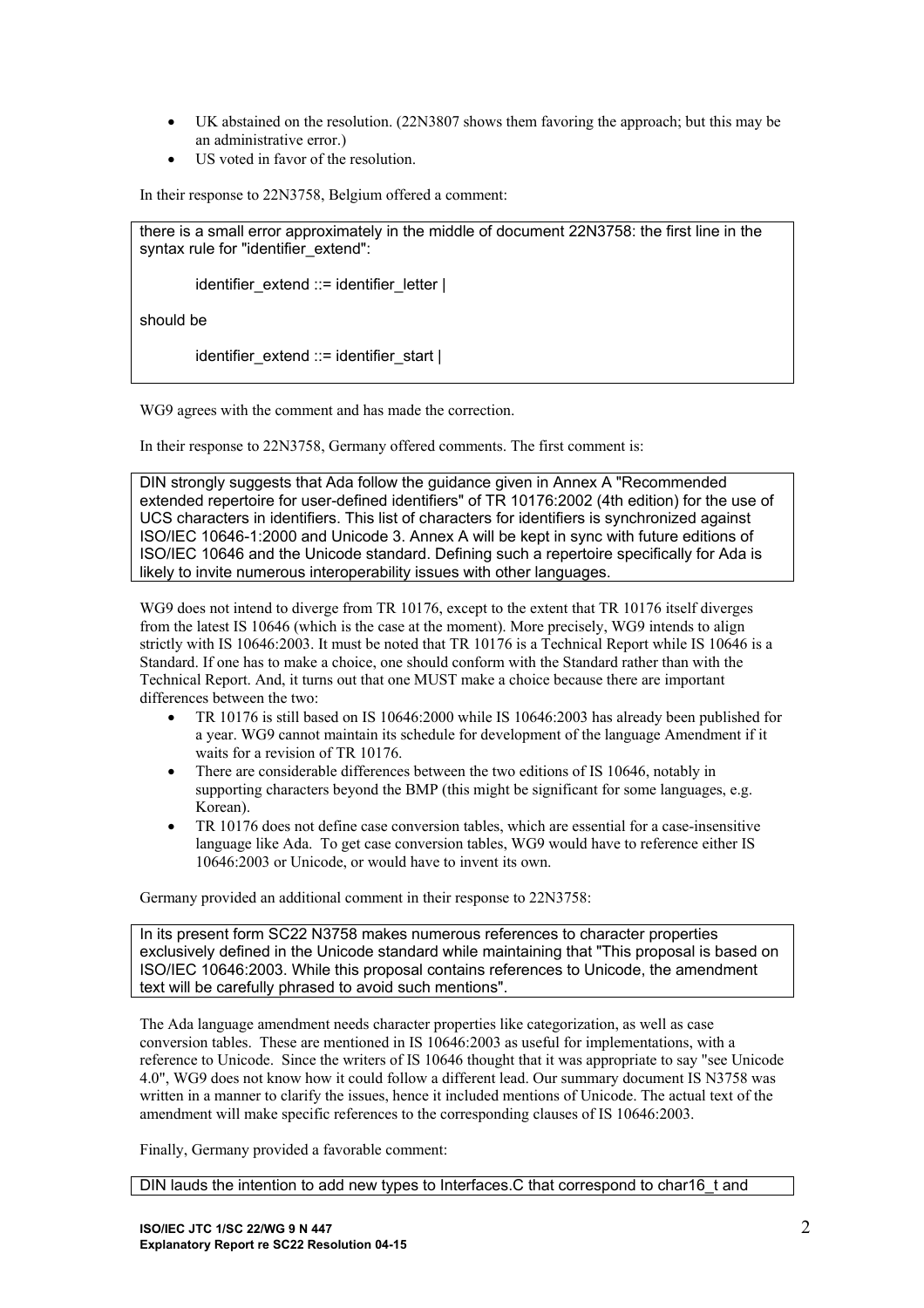- UK abstained on the resolution. (22N3807 shows them favoring the approach; but this may be an administrative error.)
- US voted in favor of the resolution.

In their response to 22N3758, Belgium offered a comment:

> there is a small error approximately in the middle of document 22N3758: the first line in the syntax rule for "identifier_extend":
>
> identifier_extend ::= identifier_letter |
>
> should be
>
> identifier_extend ::= identifier_start |

WG9 agrees with the comment and has made the correction.

In their response to 22N3758, Germany offered comments. The first comment is:

> DIN strongly suggests that Ada follow the guidance given in Annex A "Recommended extended repertoire for user-defined identifiers" of TR 10176:2002 (4th edition) for the use of UCS characters in identifiers. This list of characters for identifiers is synchronized against ISO/IEC 10646-1:2000 and Unicode 3. Annex A will be kept in sync with future editions of ISO/IEC 10646 and the Unicode standard. Defining such a repertoire specifically for Ada is likely to invite numerous interoperability issues with other languages.

WG9 does not intend to diverge from TR 10176, except to the extent that TR 10176 itself diverges from the latest IS 10646 (which is the case at the moment). More precisely, WG9 intends to align strictly with IS 10646:2003. It must be noted that TR 10176 is a Technical Report while IS 10646 is a Standard. If one has to make a choice, one should conform with the Standard rather than with the Technical Report. And, it turns out that one MUST make a choice because there are important differences between the two:

- TR 10176 is still based on IS 10646:2000 while IS 10646:2003 has already been published for a year. WG9 cannot maintain its schedule for development of the language Amendment if it waits for a revision of TR 10176.
- There are considerable differences between the two editions of IS 10646, notably in supporting characters beyond the BMP (this might be significant for some languages, e.g. Korean).
- TR 10176 does not define case conversion tables, which are essential for a case-insensitive language like Ada. To get case conversion tables, WG9 would have to reference either IS 10646:2003 or Unicode, or would have to invent its own.

Germany provided an additional comment in their response to 22N3758:

> In its present form SC22 N3758 makes numerous references to character properties exclusively defined in the Unicode standard while maintaining that "This proposal is based on ISO/IEC 10646:2003. While this proposal contains references to Unicode, the amendment text will be carefully phrased to avoid such mentions".

The Ada language amendment needs character properties like categorization, as well as case conversion tables. These are mentioned in IS 10646:2003 as useful for implementations, with a reference to Unicode. Since the writers of IS 10646 thought that it was appropriate to say "see Unicode 4.0", WG9 does not know how it could follow a different lead. Our summary document IS N3758 was written in a manner to clarify the issues, hence it included mentions of Unicode. The actual text of the amendment will make specific references to the corresponding clauses of IS 10646:2003.

Finally, Germany provided a favorable comment:

> DIN lauds the intention to add new types to Interfaces.C that correspond to char16_t and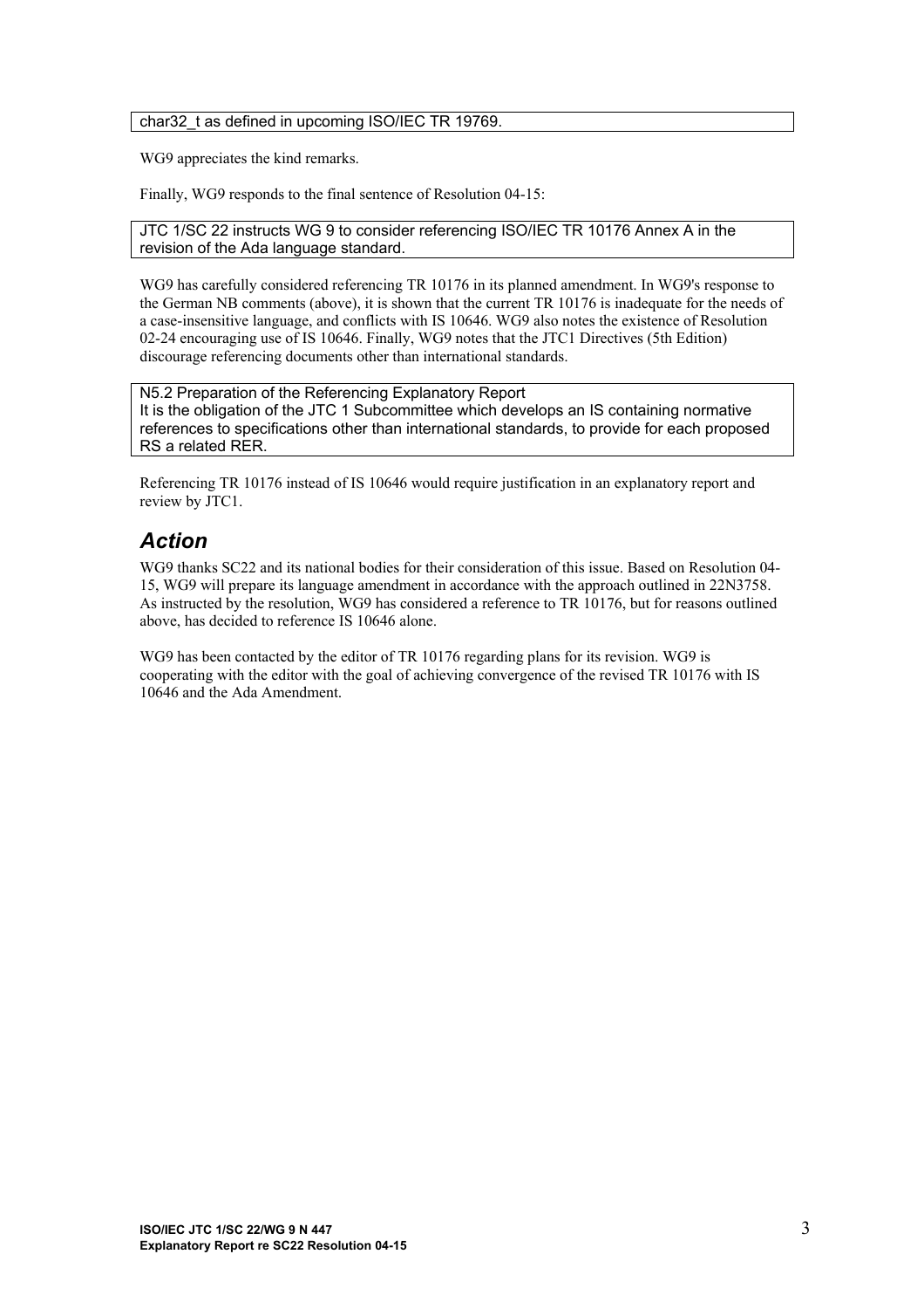> char32_t as defined in upcoming ISO/IEC TR 19769.

WG9 appreciates the kind remarks.

Finally, WG9 responds to the final sentence of Resolution 04-15:

> JTC 1/SC 22 instructs WG 9 to consider referencing ISO/IEC TR 10176 Annex A in the revision of the Ada language standard.

WG9 has carefully considered referencing TR 10176 in its planned amendment. In WG9's response to the German NB comments (above), it is shown that the current TR 10176 is inadequate for the needs of a case-insensitive language, and conflicts with IS 10646. WG9 also notes the existence of Resolution 02-24 encouraging use of IS 10646. Finally, WG9 notes that the JTC1 Directives (5th Edition) discourage referencing documents other than international standards.

> N5.2 Preparation of the Referencing Explanatory Report
> It is the obligation of the JTC 1 Subcommittee which develops an IS containing normative references to specifications other than international standards, to provide for each proposed RS a related RER.

Referencing TR 10176 instead of IS 10646 would require justification in an explanatory report and review by JTC1.

## *Action*

WG9 thanks SC22 and its national bodies for their consideration of this issue. Based on Resolution 04-15, WG9 will prepare its language amendment in accordance with the approach outlined in 22N3758. As instructed by the resolution, WG9 has considered a reference to TR 10176, but for reasons outlined above, has decided to reference IS 10646 alone.

WG9 has been contacted by the editor of TR 10176 regarding plans for its revision. WG9 is cooperating with the editor with the goal of achieving convergence of the revised TR 10176 with IS 10646 and the Ada Amendment.